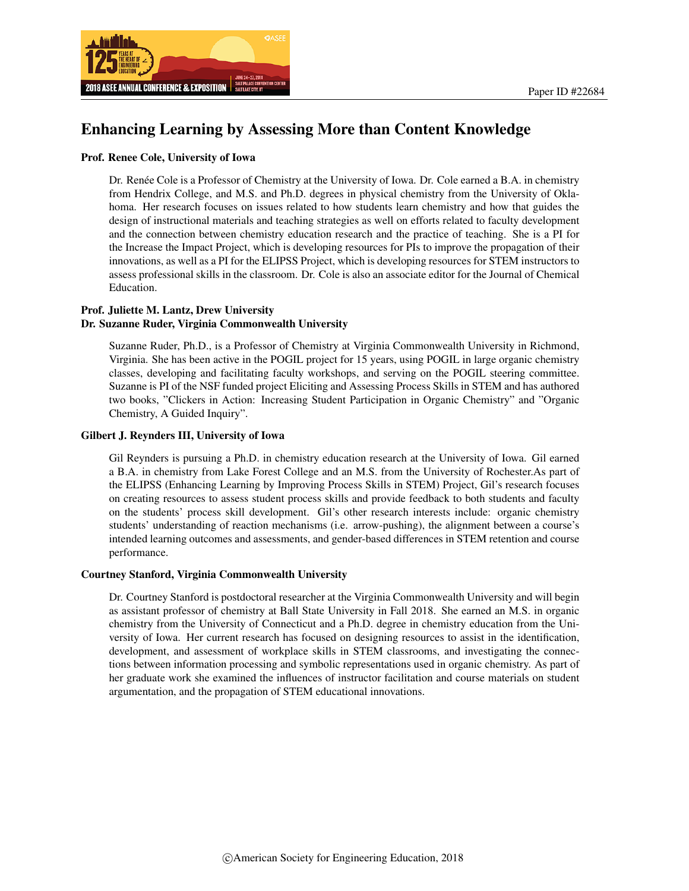Paper ID #22684

# Enhancing Learning by Assessing More than Content Knowledge

**Prof. Renee Cole, University of Iowa**

Dr. Renée Cole is a Professor of Chemistry at the University of Iowa. Dr. Cole earned a B.A. in chemistry from Hendrix College, and M.S. and Ph.D. degrees in physical chemistry from the University of Oklahoma. Her research focuses on issues related to how students learn chemistry and how that guides the design of instructional materials and teaching strategies as well on efforts related to faculty development and the connection between chemistry education research and the practice of teaching. She is a PI for the Increase the Impact Project, which is developing resources for PIs to improve the propagation of their innovations, as well as a PI for the ELIPSS Project, which is developing resources for STEM instructors to assess professional skills in the classroom. Dr. Cole is also an associate editor for the Journal of Chemical Education.

**Prof. Juliette M. Lantz, Drew University**
**Dr. Suzanne Ruder, Virginia Commonwealth University**

Suzanne Ruder, Ph.D., is a Professor of Chemistry at Virginia Commonwealth University in Richmond, Virginia. She has been active in the POGIL project for 15 years, using POGIL in large organic chemistry classes, developing and facilitating faculty workshops, and serving on the POGIL steering committee. Suzanne is PI of the NSF funded project Eliciting and Assessing Process Skills in STEM and has authored two books, "Clickers in Action: Increasing Student Participation in Organic Chemistry" and "Organic Chemistry, A Guided Inquiry".

**Gilbert J. Reynders III, University of Iowa**

Gil Reynders is pursuing a Ph.D. in chemistry education research at the University of Iowa. Gil earned a B.A. in chemistry from Lake Forest College and an M.S. from the University of Rochester.As part of the ELIPSS (Enhancing Learning by Improving Process Skills in STEM) Project, Gil's research focuses on creating resources to assess student process skills and provide feedback to both students and faculty on the students' process skill development. Gil's other research interests include: organic chemistry students' understanding of reaction mechanisms (i.e. arrow-pushing), the alignment between a course's intended learning outcomes and assessments, and gender-based differences in STEM retention and course performance.

**Courtney Stanford, Virginia Commonwealth University**

Dr. Courtney Stanford is postdoctoral researcher at the Virginia Commonwealth University and will begin as assistant professor of chemistry at Ball State University in Fall 2018. She earned an M.S. in organic chemistry from the University of Connecticut and a Ph.D. degree in chemistry education from the University of Iowa. Her current research has focused on designing resources to assist in the identification, development, and assessment of workplace skills in STEM classrooms, and investigating the connections between information processing and symbolic representations used in organic chemistry. As part of her graduate work she examined the influences of instructor facilitation and course materials on student argumentation, and the propagation of STEM educational innovations.

©American Society for Engineering Education, 2018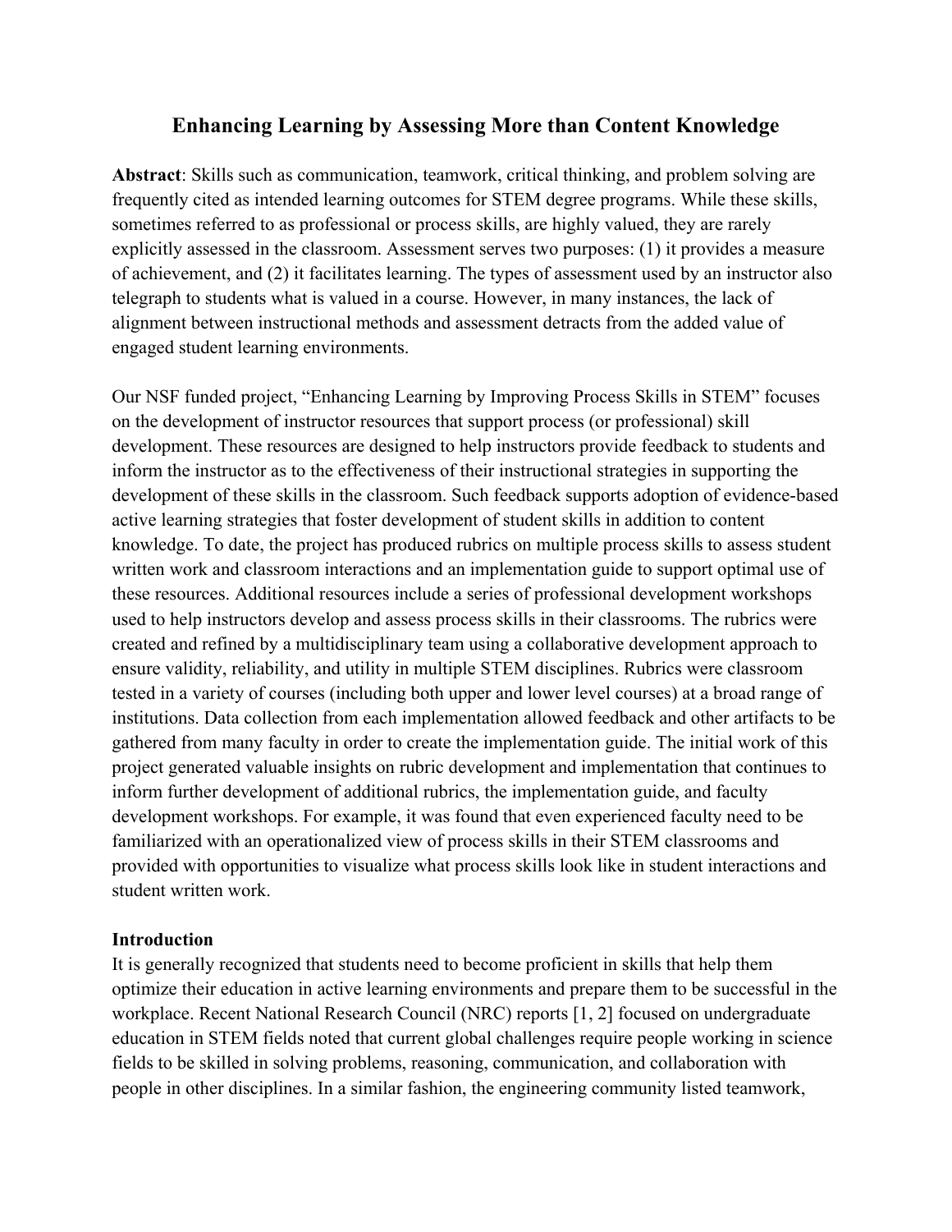# Enhancing Learning by Assessing More than Content Knowledge

**Abstract**: Skills such as communication, teamwork, critical thinking, and problem solving are frequently cited as intended learning outcomes for STEM degree programs. While these skills, sometimes referred to as professional or process skills, are highly valued, they are rarely explicitly assessed in the classroom. Assessment serves two purposes: (1) it provides a measure of achievement, and (2) it facilitates learning. The types of assessment used by an instructor also telegraph to students what is valued in a course. However, in many instances, the lack of alignment between instructional methods and assessment detracts from the added value of engaged student learning environments.

Our NSF funded project, "Enhancing Learning by Improving Process Skills in STEM" focuses on the development of instructor resources that support process (or professional) skill development. These resources are designed to help instructors provide feedback to students and inform the instructor as to the effectiveness of their instructional strategies in supporting the development of these skills in the classroom. Such feedback supports adoption of evidence-based active learning strategies that foster development of student skills in addition to content knowledge. To date, the project has produced rubrics on multiple process skills to assess student written work and classroom interactions and an implementation guide to support optimal use of these resources. Additional resources include a series of professional development workshops used to help instructors develop and assess process skills in their classrooms. The rubrics were created and refined by a multidisciplinary team using a collaborative development approach to ensure validity, reliability, and utility in multiple STEM disciplines. Rubrics were classroom tested in a variety of courses (including both upper and lower level courses) at a broad range of institutions. Data collection from each implementation allowed feedback and other artifacts to be gathered from many faculty in order to create the implementation guide. The initial work of this project generated valuable insights on rubric development and implementation that continues to inform further development of additional rubrics, the implementation guide, and faculty development workshops. For example, it was found that even experienced faculty need to be familiarized with an operationalized view of process skills in their STEM classrooms and provided with opportunities to visualize what process skills look like in student interactions and student written work.

## Introduction

It is generally recognized that students need to become proficient in skills that help them optimize their education in active learning environments and prepare them to be successful in the workplace. Recent National Research Council (NRC) reports [1, 2] focused on undergraduate education in STEM fields noted that current global challenges require people working in science fields to be skilled in solving problems, reasoning, communication, and collaboration with people in other disciplines. In a similar fashion, the engineering community listed teamwork,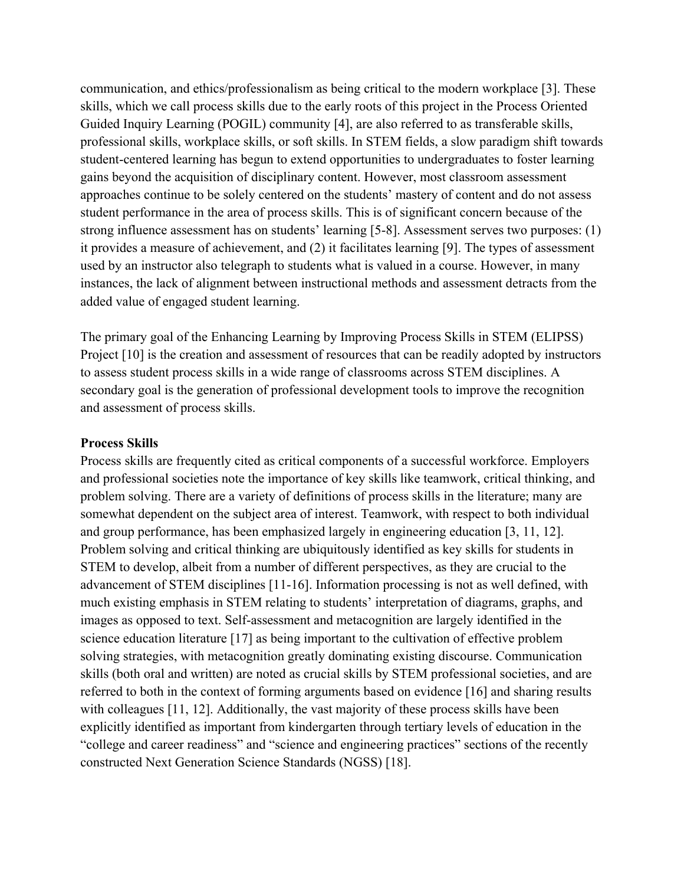communication, and ethics/professionalism as being critical to the modern workplace [3]. These skills, which we call process skills due to the early roots of this project in the Process Oriented Guided Inquiry Learning (POGIL) community [4], are also referred to as transferable skills, professional skills, workplace skills, or soft skills. In STEM fields, a slow paradigm shift towards student-centered learning has begun to extend opportunities to undergraduates to foster learning gains beyond the acquisition of disciplinary content. However, most classroom assessment approaches continue to be solely centered on the students' mastery of content and do not assess student performance in the area of process skills. This is of significant concern because of the strong influence assessment has on students' learning [5-8]. Assessment serves two purposes: (1) it provides a measure of achievement, and (2) it facilitates learning [9]. The types of assessment used by an instructor also telegraph to students what is valued in a course. However, in many instances, the lack of alignment between instructional methods and assessment detracts from the added value of engaged student learning.

The primary goal of the Enhancing Learning by Improving Process Skills in STEM (ELIPSS) Project [10] is the creation and assessment of resources that can be readily adopted by instructors to assess student process skills in a wide range of classrooms across STEM disciplines. A secondary goal is the generation of professional development tools to improve the recognition and assessment of process skills.

**Process Skills**

Process skills are frequently cited as critical components of a successful workforce. Employers and professional societies note the importance of key skills like teamwork, critical thinking, and problem solving. There are a variety of definitions of process skills in the literature; many are somewhat dependent on the subject area of interest. Teamwork, with respect to both individual and group performance, has been emphasized largely in engineering education [3, 11, 12]. Problem solving and critical thinking are ubiquitously identified as key skills for students in STEM to develop, albeit from a number of different perspectives, as they are crucial to the advancement of STEM disciplines [11-16]. Information processing is not as well defined, with much existing emphasis in STEM relating to students' interpretation of diagrams, graphs, and images as opposed to text. Self-assessment and metacognition are largely identified in the science education literature [17] as being important to the cultivation of effective problem solving strategies, with metacognition greatly dominating existing discourse. Communication skills (both oral and written) are noted as crucial skills by STEM professional societies, and are referred to both in the context of forming arguments based on evidence [16] and sharing results with colleagues [11, 12]. Additionally, the vast majority of these process skills have been explicitly identified as important from kindergarten through tertiary levels of education in the "college and career readiness" and "science and engineering practices" sections of the recently constructed Next Generation Science Standards (NGSS) [18].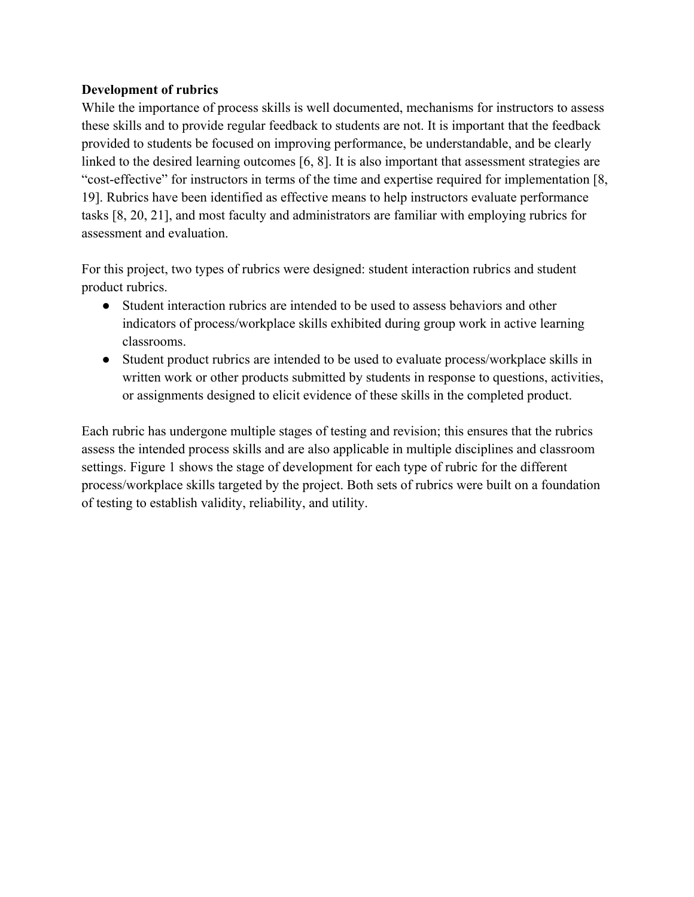**Development of rubrics**

While the importance of process skills is well documented, mechanisms for instructors to assess these skills and to provide regular feedback to students are not. It is important that the feedback provided to students be focused on improving performance, be understandable, and be clearly linked to the desired learning outcomes [6, 8]. It is also important that assessment strategies are "cost-effective" for instructors in terms of the time and expertise required for implementation [8, 19]. Rubrics have been identified as effective means to help instructors evaluate performance tasks [8, 20, 21], and most faculty and administrators are familiar with employing rubrics for assessment and evaluation.

For this project, two types of rubrics were designed: student interaction rubrics and student product rubrics.

- Student interaction rubrics are intended to be used to assess behaviors and other indicators of process/workplace skills exhibited during group work in active learning classrooms.
- Student product rubrics are intended to be used to evaluate process/workplace skills in written work or other products submitted by students in response to questions, activities, or assignments designed to elicit evidence of these skills in the completed product.

Each rubric has undergone multiple stages of testing and revision; this ensures that the rubrics assess the intended process skills and are also applicable in multiple disciplines and classroom settings. Figure 1 shows the stage of development for each type of rubric for the different process/workplace skills targeted by the project. Both sets of rubrics were built on a foundation of testing to establish validity, reliability, and utility.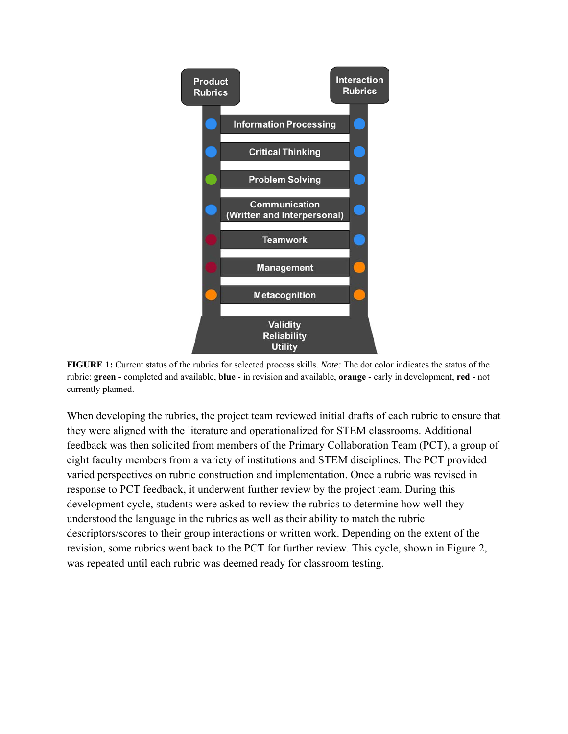Product Rubrics

Interaction Rubrics

Information Processing

Critical Thinking

Problem Solving

Communication (Written and Interpersonal)

Teamwork

Management

Metacognition

Validity

Reliability

Utility

**FIGURE 1:** Current status of the rubrics for selected process skills. *Note:* The dot color indicates the status of the rubric: **green** - completed and available, **blue** - in revision and available, **orange** - early in development, **red** - not currently planned.

When developing the rubrics, the project team reviewed initial drafts of each rubric to ensure that they were aligned with the literature and operationalized for STEM classrooms. Additional feedback was then solicited from members of the Primary Collaboration Team (PCT), a group of eight faculty members from a variety of institutions and STEM disciplines. The PCT provided varied perspectives on rubric construction and implementation. Once a rubric was revised in response to PCT feedback, it underwent further review by the project team. During this development cycle, students were asked to review the rubrics to determine how well they understood the language in the rubrics as well as their ability to match the rubric descriptors/scores to their group interactions or written work. Depending on the extent of the revision, some rubrics went back to the PCT for further review. This cycle, shown in Figure 2, was repeated until each rubric was deemed ready for classroom testing.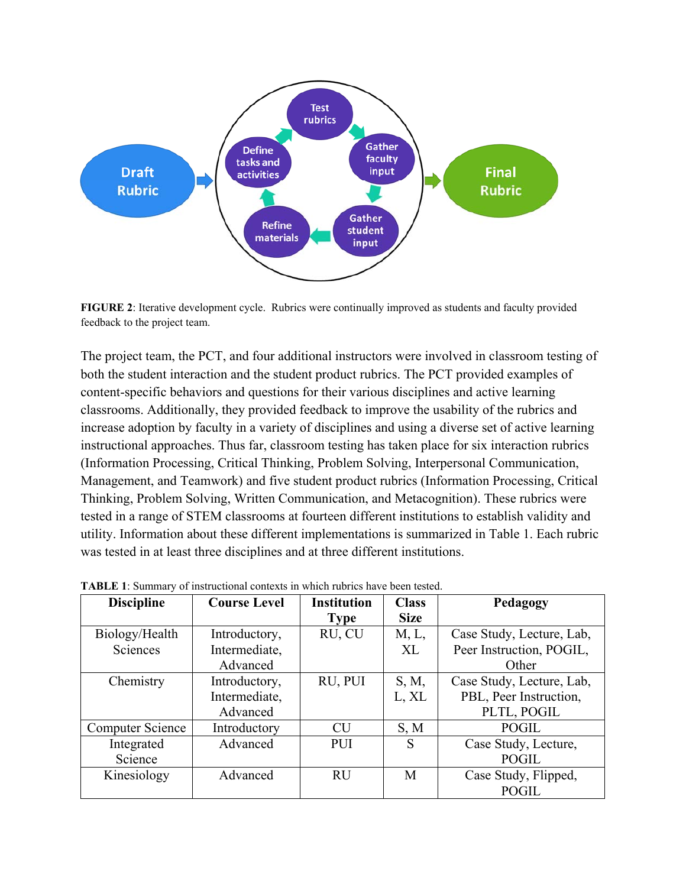**FIGURE 2**: Iterative development cycle. Rubrics were continually improved as students and faculty provided feedback to the project team.

The project team, the PCT, and four additional instructors were involved in classroom testing of both the student interaction and the student product rubrics. The PCT provided examples of content-specific behaviors and questions for their various disciplines and active learning classrooms. Additionally, they provided feedback to improve the usability of the rubrics and increase adoption by faculty in a variety of disciplines and using a diverse set of active learning instructional approaches. Thus far, classroom testing has taken place for six interaction rubrics (Information Processing, Critical Thinking, Problem Solving, Interpersonal Communication, Management, and Teamwork) and five student product rubrics (Information Processing, Critical Thinking, Problem Solving, Written Communication, and Metacognition). These rubrics were tested in a range of STEM classrooms at fourteen different institutions to establish validity and utility. Information about these different implementations is summarized in Table 1. Each rubric was tested in at least three disciplines and at three different institutions.

**TABLE 1**: Summary of instructional contexts in which rubrics have been tested.

| Discipline | Course Level | Institution Type | Class Size | Pedagogy |
|---|---|---|---|---|
| Biology/Health Sciences | Introductory, Intermediate, Advanced | RU, CU | M, L, XL | Case Study, Lecture, Lab, Peer Instruction, POGIL, Other |
| Chemistry | Introductory, Intermediate, Advanced | RU, PUI | S, M, L, XL | Case Study, Lecture, Lab, PBL, Peer Instruction, PLTL, POGIL |
| Computer Science | Introductory | CU | S, M | POGIL |
| Integrated Science | Advanced | PUI | S | Case Study, Lecture, POGIL |
| Kinesiology | Advanced | RU | M | Case Study, Flipped, POGIL |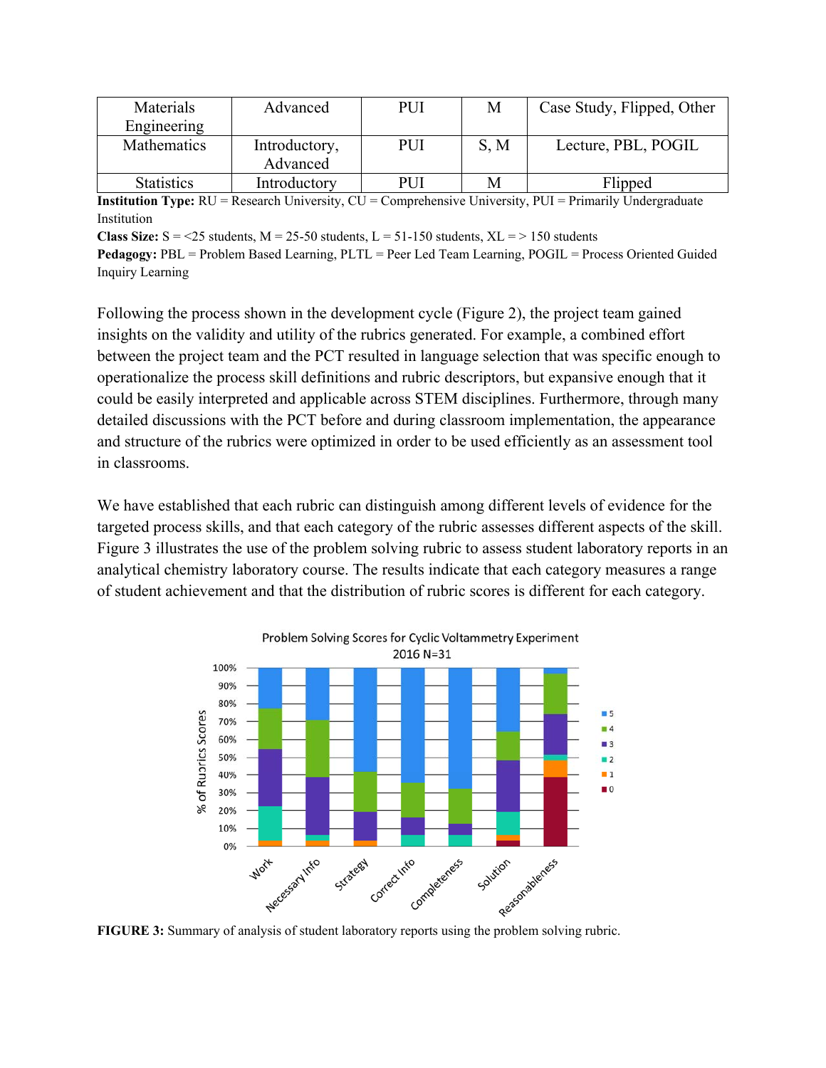| | | | | |
|---|---|---|---|---|
| Materials Engineering | Advanced | PUI | M | Case Study, Flipped, Other |
| Mathematics | Introductory, Advanced | PUI | S, M | Lecture, PBL, POGIL |
| Statistics | Introductory | PUI | M | Flipped |

**Institution Type:** RU = Research University, CU = Comprehensive University, PUI = Primarily Undergraduate Institution

**Class Size:** S = <25 students, M = 25-50 students, L = 51-150 students, XL = > 150 students

**Pedagogy:** PBL = Problem Based Learning, PLTL = Peer Led Team Learning, POGIL = Process Oriented Guided Inquiry Learning

Following the process shown in the development cycle (Figure 2), the project team gained insights on the validity and utility of the rubrics generated. For example, a combined effort between the project team and the PCT resulted in language selection that was specific enough to operationalize the process skill definitions and rubric descriptors, but expansive enough that it could be easily interpreted and applicable across STEM disciplines. Furthermore, through many detailed discussions with the PCT before and during classroom implementation, the appearance and structure of the rubrics were optimized in order to be used efficiently as an assessment tool in classrooms.

We have established that each rubric can distinguish among different levels of evidence for the targeted process skills, and that each category of the rubric assesses different aspects of the skill. Figure 3 illustrates the use of the problem solving rubric to assess student laboratory reports in an analytical chemistry laboratory course. The results indicate that each category measures a range of student achievement and that the distribution of rubric scores is different for each category.

Problem Solving Scores for Cyclic Voltammetry Experiment
2016 N=31

% of Rubrics Scores

100%
90%
80%
70%
60%
50%
40%
30%
20%
10%
0%

Work
Necessary Info
Strategy
Correct Info
Completeness
Solution
Reasonableness

5
4
3
2
1
0

**FIGURE 3:** Summary of analysis of student laboratory reports using the problem solving rubric.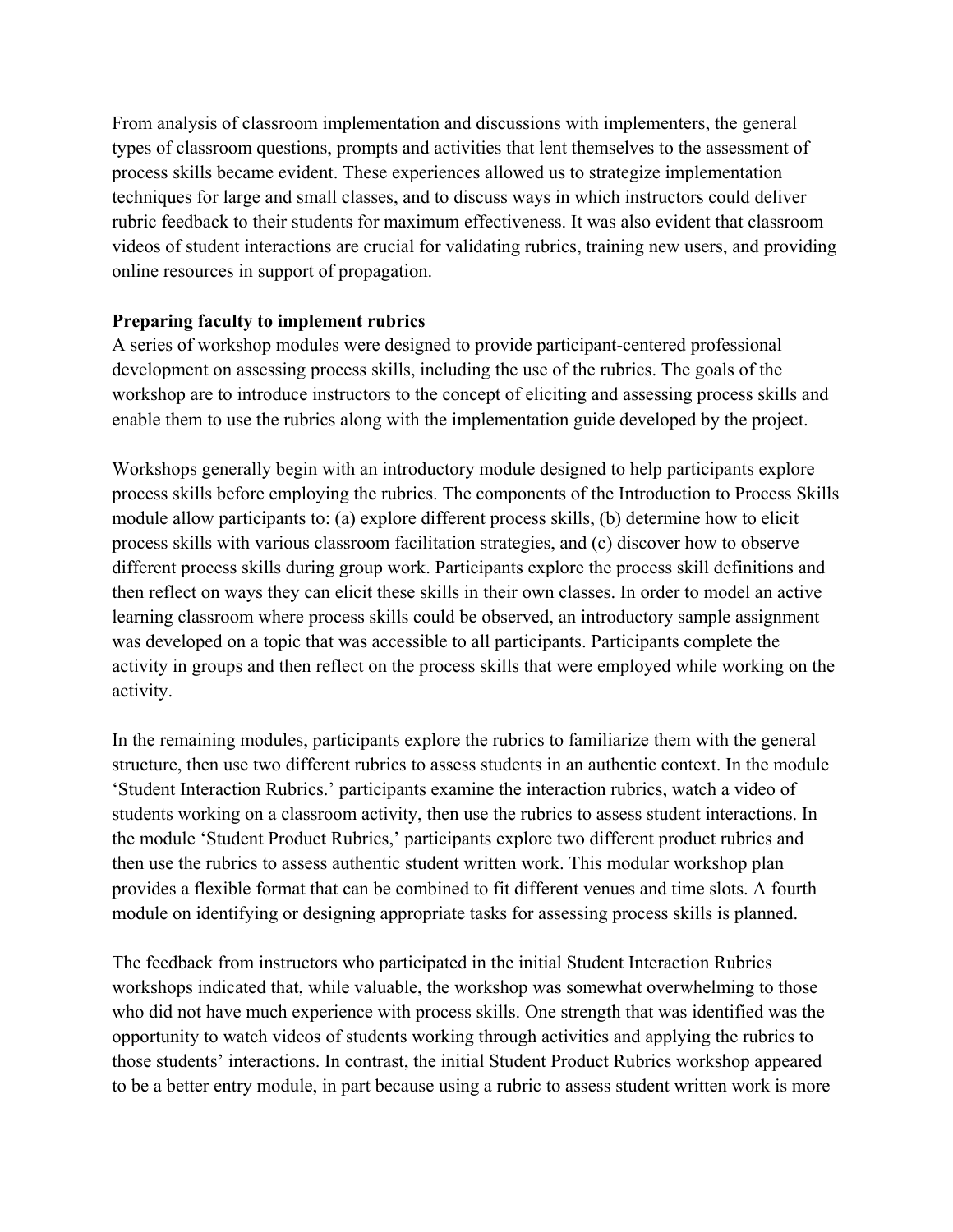From analysis of classroom implementation and discussions with implementers, the general types of classroom questions, prompts and activities that lent themselves to the assessment of process skills became evident. These experiences allowed us to strategize implementation techniques for large and small classes, and to discuss ways in which instructors could deliver rubric feedback to their students for maximum effectiveness. It was also evident that classroom videos of student interactions are crucial for validating rubrics, training new users, and providing online resources in support of propagation.

**Preparing faculty to implement rubrics**

A series of workshop modules were designed to provide participant-centered professional development on assessing process skills, including the use of the rubrics. The goals of the workshop are to introduce instructors to the concept of eliciting and assessing process skills and enable them to use the rubrics along with the implementation guide developed by the project.

Workshops generally begin with an introductory module designed to help participants explore process skills before employing the rubrics. The components of the Introduction to Process Skills module allow participants to: (a) explore different process skills, (b) determine how to elicit process skills with various classroom facilitation strategies, and (c) discover how to observe different process skills during group work. Participants explore the process skill definitions and then reflect on ways they can elicit these skills in their own classes. In order to model an active learning classroom where process skills could be observed, an introductory sample assignment was developed on a topic that was accessible to all participants. Participants complete the activity in groups and then reflect on the process skills that were employed while working on the activity.

In the remaining modules, participants explore the rubrics to familiarize them with the general structure, then use two different rubrics to assess students in an authentic context. In the module 'Student Interaction Rubrics.' participants examine the interaction rubrics, watch a video of students working on a classroom activity, then use the rubrics to assess student interactions. In the module 'Student Product Rubrics,' participants explore two different product rubrics and then use the rubrics to assess authentic student written work. This modular workshop plan provides a flexible format that can be combined to fit different venues and time slots. A fourth module on identifying or designing appropriate tasks for assessing process skills is planned.

The feedback from instructors who participated in the initial Student Interaction Rubrics workshops indicated that, while valuable, the workshop was somewhat overwhelming to those who did not have much experience with process skills. One strength that was identified was the opportunity to watch videos of students working through activities and applying the rubrics to those students' interactions. In contrast, the initial Student Product Rubrics workshop appeared to be a better entry module, in part because using a rubric to assess student written work is more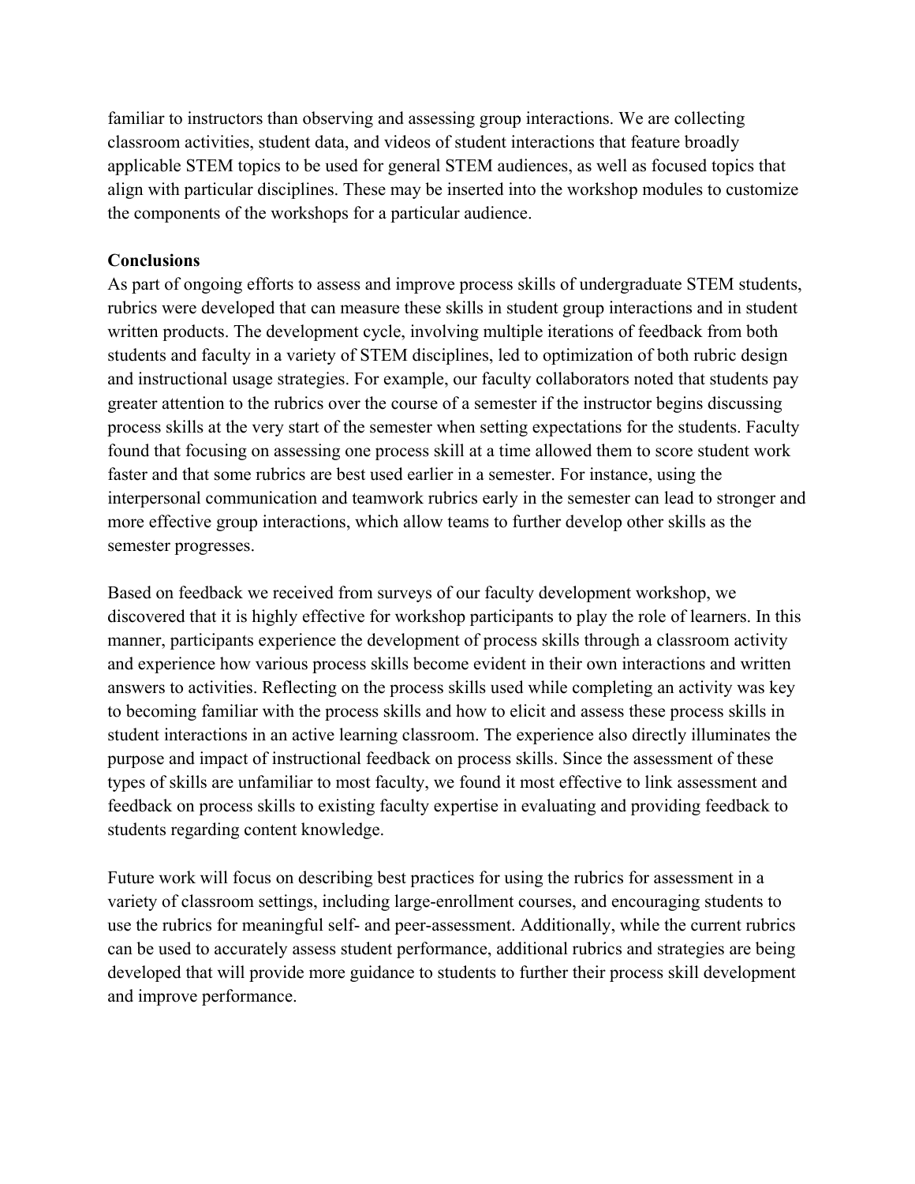familiar to instructors than observing and assessing group interactions. We are collecting classroom activities, student data, and videos of student interactions that feature broadly applicable STEM topics to be used for general STEM audiences, as well as focused topics that align with particular disciplines. These may be inserted into the workshop modules to customize the components of the workshops for a particular audience.

**Conclusions**

As part of ongoing efforts to assess and improve process skills of undergraduate STEM students, rubrics were developed that can measure these skills in student group interactions and in student written products. The development cycle, involving multiple iterations of feedback from both students and faculty in a variety of STEM disciplines, led to optimization of both rubric design and instructional usage strategies. For example, our faculty collaborators noted that students pay greater attention to the rubrics over the course of a semester if the instructor begins discussing process skills at the very start of the semester when setting expectations for the students. Faculty found that focusing on assessing one process skill at a time allowed them to score student work faster and that some rubrics are best used earlier in a semester. For instance, using the interpersonal communication and teamwork rubrics early in the semester can lead to stronger and more effective group interactions, which allow teams to further develop other skills as the semester progresses.

Based on feedback we received from surveys of our faculty development workshop, we discovered that it is highly effective for workshop participants to play the role of learners. In this manner, participants experience the development of process skills through a classroom activity and experience how various process skills become evident in their own interactions and written answers to activities. Reflecting on the process skills used while completing an activity was key to becoming familiar with the process skills and how to elicit and assess these process skills in student interactions in an active learning classroom. The experience also directly illuminates the purpose and impact of instructional feedback on process skills. Since the assessment of these types of skills are unfamiliar to most faculty, we found it most effective to link assessment and feedback on process skills to existing faculty expertise in evaluating and providing feedback to students regarding content knowledge.

Future work will focus on describing best practices for using the rubrics for assessment in a variety of classroom settings, including large-enrollment courses, and encouraging students to use the rubrics for meaningful self- and peer-assessment. Additionally, while the current rubrics can be used to accurately assess student performance, additional rubrics and strategies are being developed that will provide more guidance to students to further their process skill development and improve performance.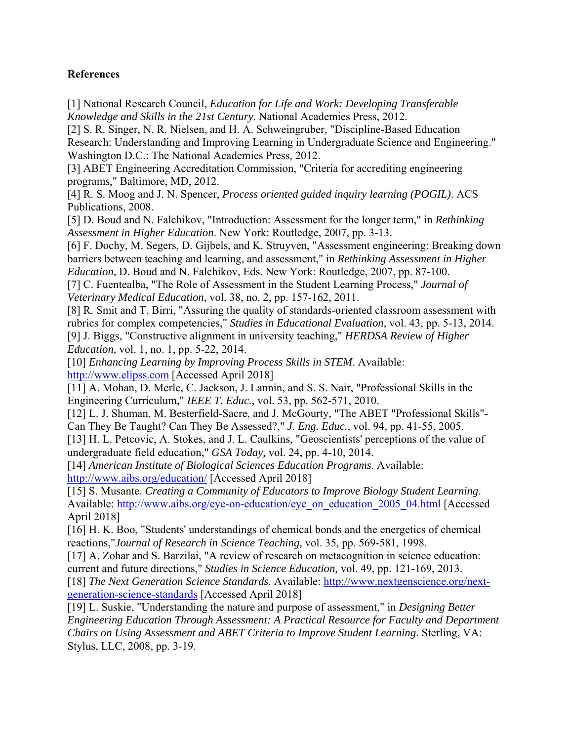**References**

[1] National Research Council, *Education for Life and Work: Developing Transferable Knowledge and Skills in the 21st Century*. National Academies Press, 2012.
[2] S. R. Singer, N. R. Nielsen, and H. A. Schweingruber, "Discipline-Based Education Research: Understanding and Improving Learning in Undergraduate Science and Engineering." Washington D.C.: The National Academies Press, 2012.
[3] ABET Engineering Accreditation Commission, "Criteria for accrediting engineering programs," Baltimore, MD, 2012.
[4] R. S. Moog and J. N. Spencer, *Process oriented guided inquiry learning (POGIL)*. ACS Publications, 2008.
[5] D. Boud and N. Falchikov, "Introduction: Assessment for the longer term," in *Rethinking Assessment in Higher Education*. New York: Routledge, 2007, pp. 3-13.
[6] F. Dochy, M. Segers, D. Gijbels, and K. Struyven, "Assessment engineering: Breaking down barriers between teaching and learning, and assessment," in *Rethinking Assessment in Higher Education*, D. Boud and N. Falchikov, Eds. New York: Routledge, 2007, pp. 87-100.
[7] C. Fuentealba, "The Role of Assessment in the Student Learning Process," *Journal of Veterinary Medical Education,* vol. 38, no. 2, pp. 157-162, 2011.
[8] R. Smit and T. Birri, "Assuring the quality of standards-oriented classroom assessment with rubrics for complex competencies," *Studies in Educational Evaluation,* vol. 43, pp. 5-13, 2014.
[9] J. Biggs, "Constructive alignment in university teaching," *HERDSA Review of Higher Education,* vol. 1, no. 1, pp. 5-22, 2014.
[10] *Enhancing Learning by Improving Process Skills in STEM*. Available: http://www.elipss.com [Accessed April 2018]
[11] A. Mohan, D. Merle, C. Jackson, J. Lannin, and S. S. Nair, "Professional Skills in the Engineering Curriculum," *IEEE T. Educ.,* vol. 53, pp. 562-571, 2010.
[12] L. J. Shuman, M. Besterfield-Sacre, and J. McGourty, "The ABET "Professional Skills"-Can They Be Taught? Can They Be Assessed?," *J. Eng. Educ.,* vol. 94, pp. 41-55, 2005.
[13] H. L. Petcovic, A. Stokes, and J. L. Caulkins, "Geoscientists' perceptions of the value of undergraduate field education," *GSA Today,* vol. 24, pp. 4-10, 2014.
[14] *American Institute of Biological Sciences Education Programs*. Available: http://www.aibs.org/education/ [Accessed April 2018]
[15] S. Musante. *Creating a Community of Educators to Improve Biology Student Learning*. Available: http://www.aibs.org/eye-on-education/eye_on_education_2005_04.html [Accessed April 2018]
[16] H. K. Boo, "Students' understandings of chemical bonds and the energetics of chemical reactions,"*Journal of Research in Science Teaching,* vol. 35, pp. 569-581, 1998.
[17] A. Zohar and S. Barzilai, "A review of research on metacognition in science education: current and future directions," *Studies in Science Education,* vol. 49, pp. 121-169, 2013.
[18] *The Next Generation Science Standards*. Available: http://www.nextgenscience.org/next-generation-science-standards [Accessed April 2018]
[19] L. Suskie, "Understanding the nature and purpose of assessment," in *Designing Better Engineering Education Through Assessment: A Practical Resource for Faculty and Department Chairs on Using Assessment and ABET Criteria to Improve Student Learning*. Sterling, VA: Stylus, LLC, 2008, pp. 3-19.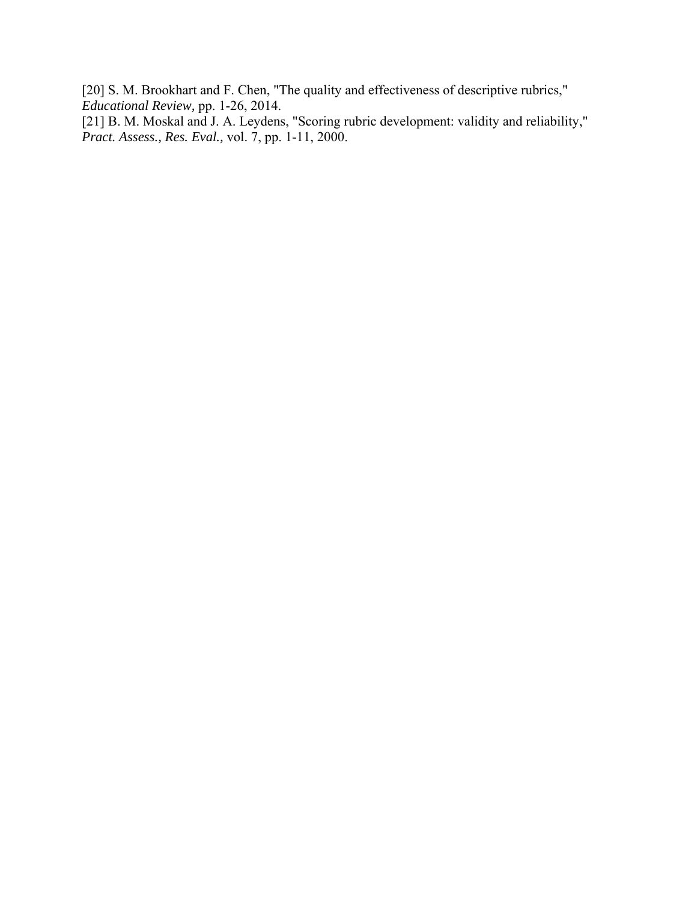[20] S. M. Brookhart and F. Chen, "The quality and effectiveness of descriptive rubrics," *Educational Review,* pp. 1-26, 2014.

[21] B. M. Moskal and J. A. Leydens, "Scoring rubric development: validity and reliability," *Pract. Assess., Res. Eval.,* vol. 7, pp. 1-11, 2000.